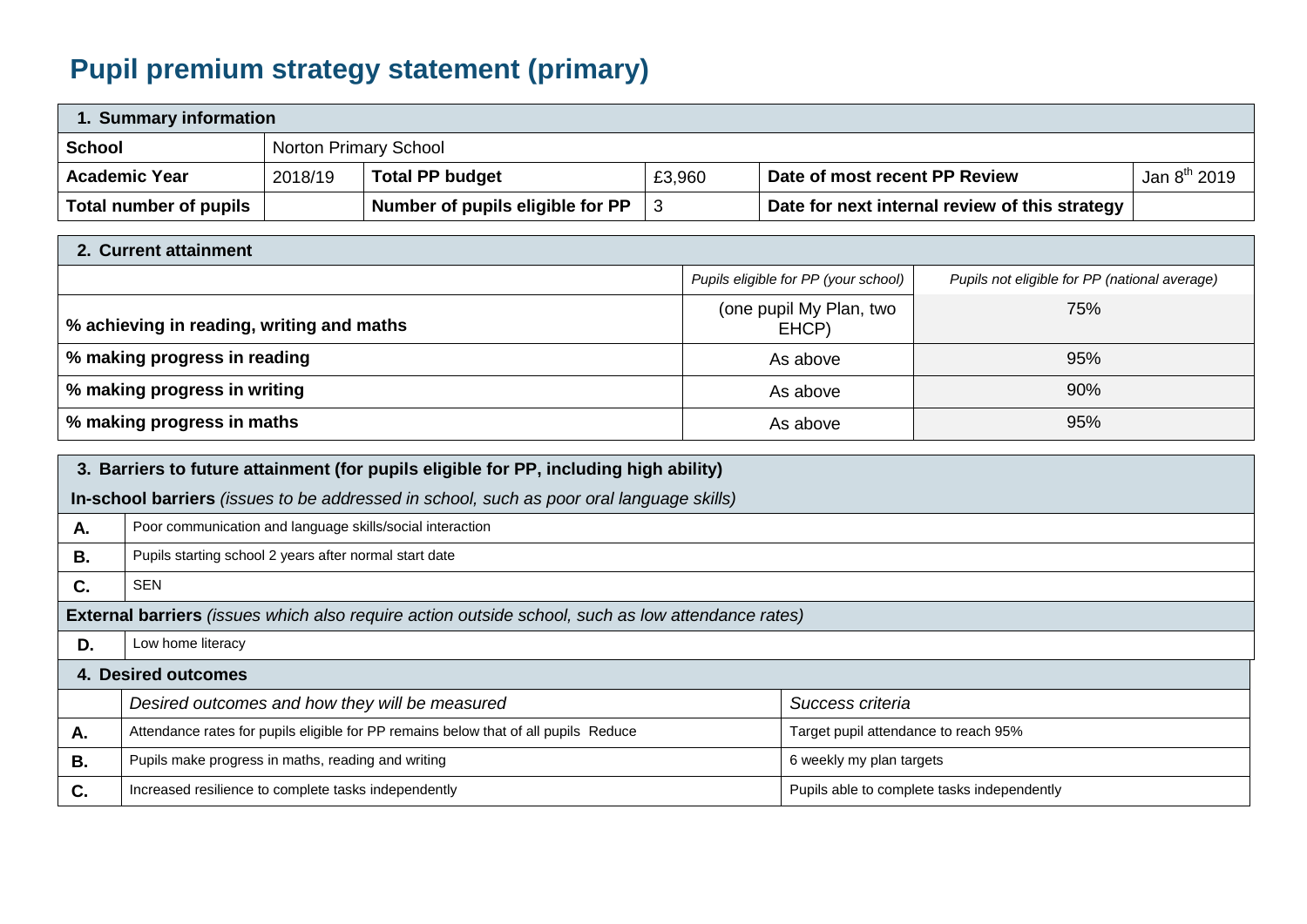# Pupil premium strategy statement (primary)

| 1. Summary information | | | | | |
|---|---|---|---|---|---|
| **School** | Norton Primary School | | | | |
| **Academic Year** | 2018/19 | **Total PP budget** | £3,960 | **Date of most recent PP Review** | Jan 8th 2019 |
| **Total number of pupils** | | **Number of pupils eligible for PP** | 3 | **Date for next internal review of this strategy** | |

| 2. Current attainment | | |
|---|---|---|
| | *Pupils eligible for PP (your school)* | *Pupils not eligible for PP (national average)* |
| **% achieving in reading, writing and maths** | (one pupil My Plan, two EHCP) | 75% |
| **% making progress in reading** | As above | 95% |
| **% making progress in writing** | As above | 90% |
| **% making progress in maths** | As above | 95% |

| 3. Barriers to future attainment (for pupils eligible for PP, including high ability) | |
|---|---|
| **In-school barriers** *(issues to be addressed in school, such as poor oral language skills)* | |
| **A.** | Poor communication and language skills/social interaction |
| **B.** | Pupils starting school 2 years after normal start date |
| **C.** | SEN |
| **External barriers** *(issues which also require action outside school, such as low attendance rates)* | |
| **D.** | Low home literacy |

| 4. Desired outcomes | | |
|---|---|---|
| | *Desired outcomes and how they will be measured* | *Success criteria* |
| **A.** | Attendance rates for pupils eligible for PP remains below that of all pupils Reduce | Target pupil attendance to reach 95% |
| **B.** | Pupils make progress in maths, reading and writing | 6 weekly my plan targets |
| **C.** | Increased resilience to complete tasks independently | Pupils able to complete tasks independently |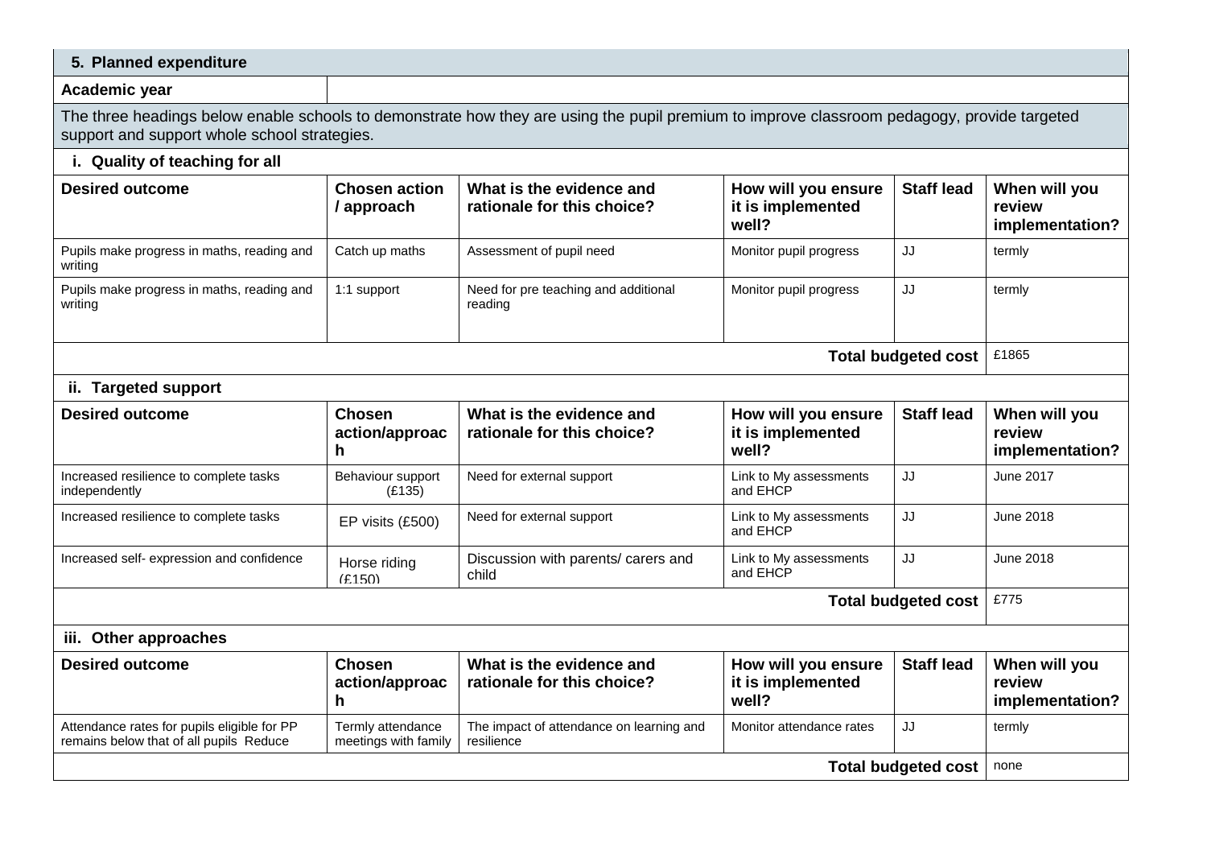## 5. Planned expenditure

| Academic year | |
|---|---|

The three headings below enable schools to demonstrate how they are using the pupil premium to improve classroom pedagogy, provide targeted support and support whole school strategies.

### i. Quality of teaching for all

| Desired outcome | Chosen action / approach | What is the evidence and rationale for this choice? | How will you ensure it is implemented well? | Staff lead | When will you review implementation? |
|---|---|---|---|---|---|
| Pupils make progress in maths, reading and writing | Catch up maths | Assessment of pupil need | Monitor pupil progress | JJ | termly |
| Pupils make progress in maths, reading and writing | 1:1 support | Need for pre teaching and additional reading | Monitor pupil progress | JJ | termly |
| | | | | **Total budgeted cost** | £1865 |

### ii. Targeted support

| Desired outcome | Chosen action/approach | What is the evidence and rationale for this choice? | How will you ensure it is implemented well? | Staff lead | When will you review implementation? |
|---|---|---|---|---|---|
| Increased resilience to complete tasks independently | Behaviour support (£135) | Need for external support | Link to My assessments and EHCP | JJ | June 2017 |
| Increased resilience to complete tasks | EP visits (£500) | Need for external support | Link to My assessments and EHCP | JJ | June 2018 |
| Increased self- expression and confidence | Horse riding (£150) | Discussion with parents/ carers and child | Link to My assessments and EHCP | JJ | June 2018 |
| | | | | **Total budgeted cost** | £775 |

### iii. Other approaches

| Desired outcome | Chosen action/approach | What is the evidence and rationale for this choice? | How will you ensure it is implemented well? | Staff lead | When will you review implementation? |
|---|---|---|---|---|---|
| Attendance rates for pupils eligible for PP remains below that of all pupils Reduce | Termly attendance meetings with family | The impact of attendance on learning and resilience | Monitor attendance rates | JJ | termly |
| | | | | **Total budgeted cost** | none |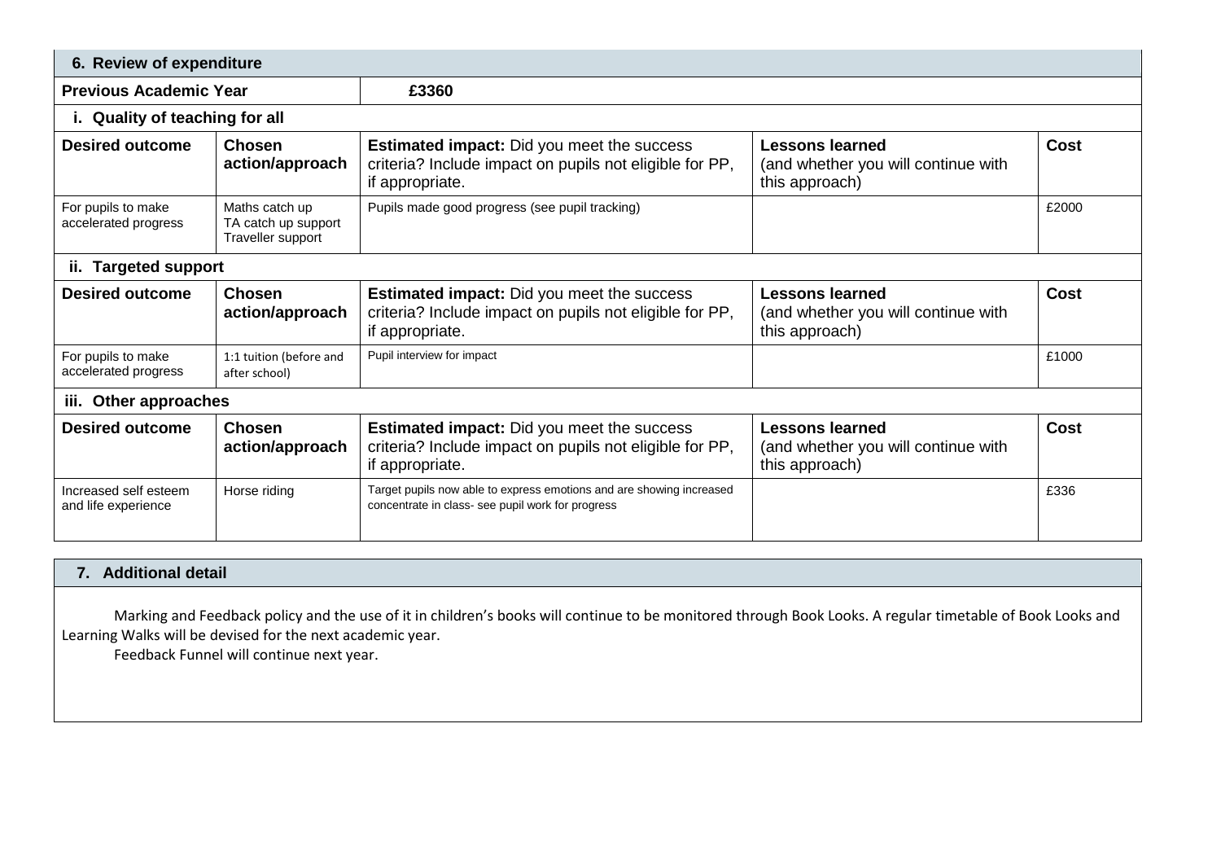| 6. Review of expenditure | | | | |
|---|---|---|---|---|
| **Previous Academic Year** | | **£3360** | | |
| **i. Quality of teaching for all** | | | | |
| **Desired outcome** | **Chosen action/approach** | **Estimated impact:** Did you meet the success criteria? Include impact on pupils not eligible for PP, if appropriate. | **Lessons learned** (and whether you will continue with this approach) | **Cost** |
| For pupils to make accelerated progress | Maths catch up<br>TA catch up support<br>Traveller support | Pupils made good progress (see pupil tracking) | | £2000 |
| **ii. Targeted support** | | | | |
| **Desired outcome** | **Chosen action/approach** | **Estimated impact:** Did you meet the success criteria? Include impact on pupils not eligible for PP, if appropriate. | **Lessons learned** (and whether you will continue with this approach) | **Cost** |
| For pupils to make accelerated progress | 1:1 tuition (before and after school) | Pupil interview for impact | | £1000 |
| **iii. Other approaches** | | | | |
| **Desired outcome** | **Chosen action/approach** | **Estimated impact:** Did you meet the success criteria? Include impact on pupils not eligible for PP, if appropriate. | **Lessons learned** (and whether you will continue with this approach) | **Cost** |
| Increased self esteem and life experience | Horse riding | Target pupils now able to express emotions and are showing increased concentrate in class- see pupil work for progress | | £336 |

## 7. Additional detail

Marking and Feedback policy and the use of it in children's books will continue to be monitored through Book Looks. A regular timetable of Book Looks and Learning Walks will be devised for the next academic year.

Feedback Funnel will continue next year.